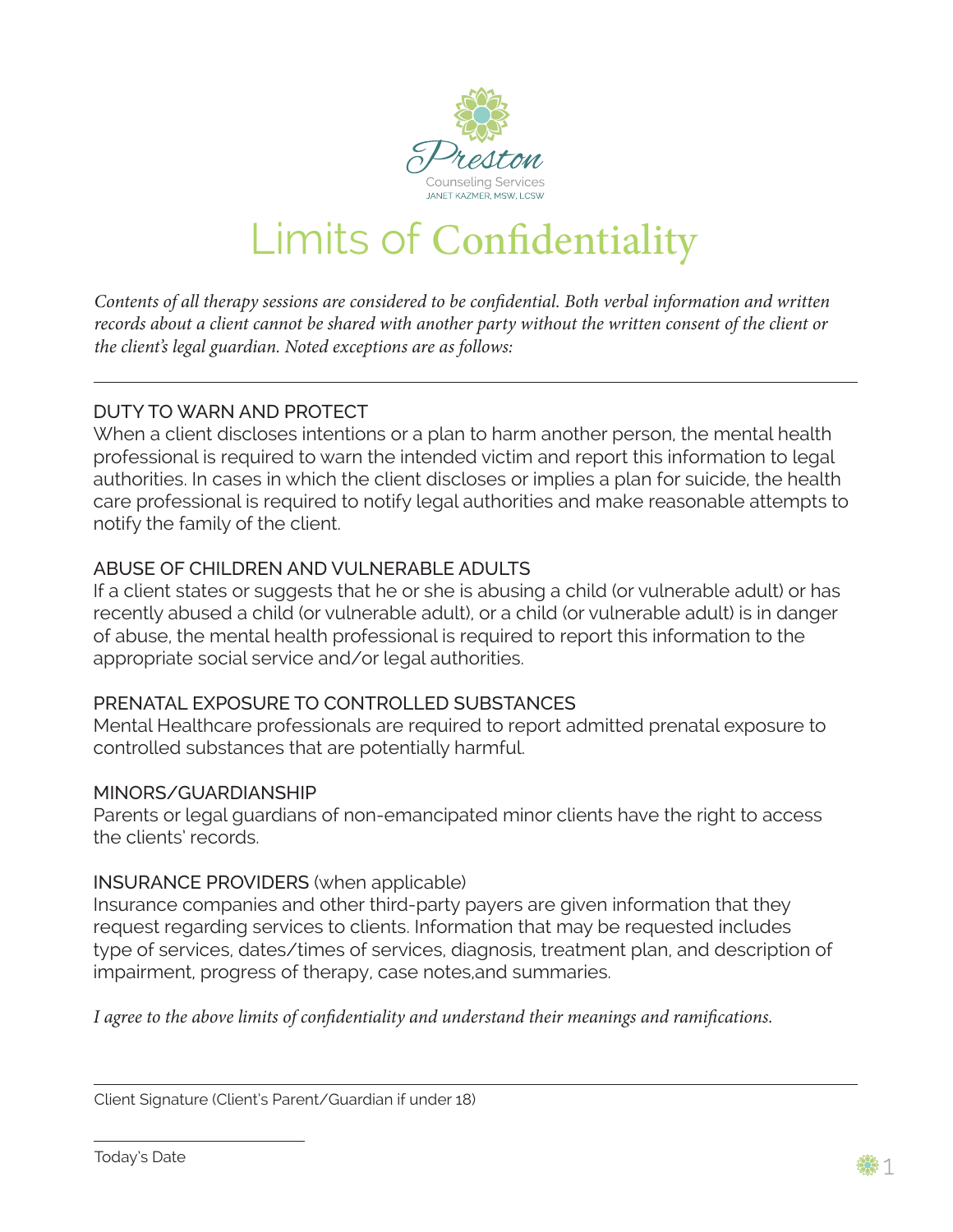Preston

Counseling Services

JANET KAZMER, MSW, LCSW

# Limits of Confidentiality

*Contents of all therapy sessions are considered to be confidential. Both verbal information and written records about a client cannot be shared with another party without the written consent of the client or the client's legal guardian. Noted exceptions are as follows:*

---

## DUTY TO WARN AND PROTECT

When a client discloses intentions or a plan to harm another person, the mental health professional is required to warn the intended victim and report this information to legal authorities. In cases in which the client discloses or implies a plan for suicide, the health care professional is required to notify legal authorities and make reasonable attempts to notify the family of the client.

## ABUSE OF CHILDREN AND VULNERABLE ADULTS

If a client states or suggests that he or she is abusing a child (or vulnerable adult) or has recently abused a child (or vulnerable adult), or a child (or vulnerable adult) is in danger of abuse, the mental health professional is required to report this information to the appropriate social service and/or legal authorities.

## PRENATAL EXPOSURE TO CONTROLLED SUBSTANCES

Mental Healthcare professionals are required to report admitted prenatal exposure to controlled substances that are potentially harmful.

## MINORS/GUARDIANSHIP

Parents or legal guardians of non-emancipated minor clients have the right to access the clients' records.

## INSURANCE PROVIDERS (when applicable)

Insurance companies and other third-party payers are given information that they request regarding services to clients. Information that may be requested includes type of services, dates/times of services, diagnosis, treatment plan, and description of impairment, progress of therapy, case notes,and summaries.

*I agree to the above limits of confidentiality and understand their meanings and ramifications.*

\_\_\_\_\_\_\_\_\_\_\_\_\_\_\_\_\_\_\_\_\_\_\_\_\_\_\_\_\_\_\_\_\_\_\_\_\_\_\_\_\_\_\_\_

Client Signature (Client's Parent/Guardian if under 18)

\_\_\_\_\_\_\_\_\_\_\_\_\_\_\_\_\_\_\_\_

Today's Date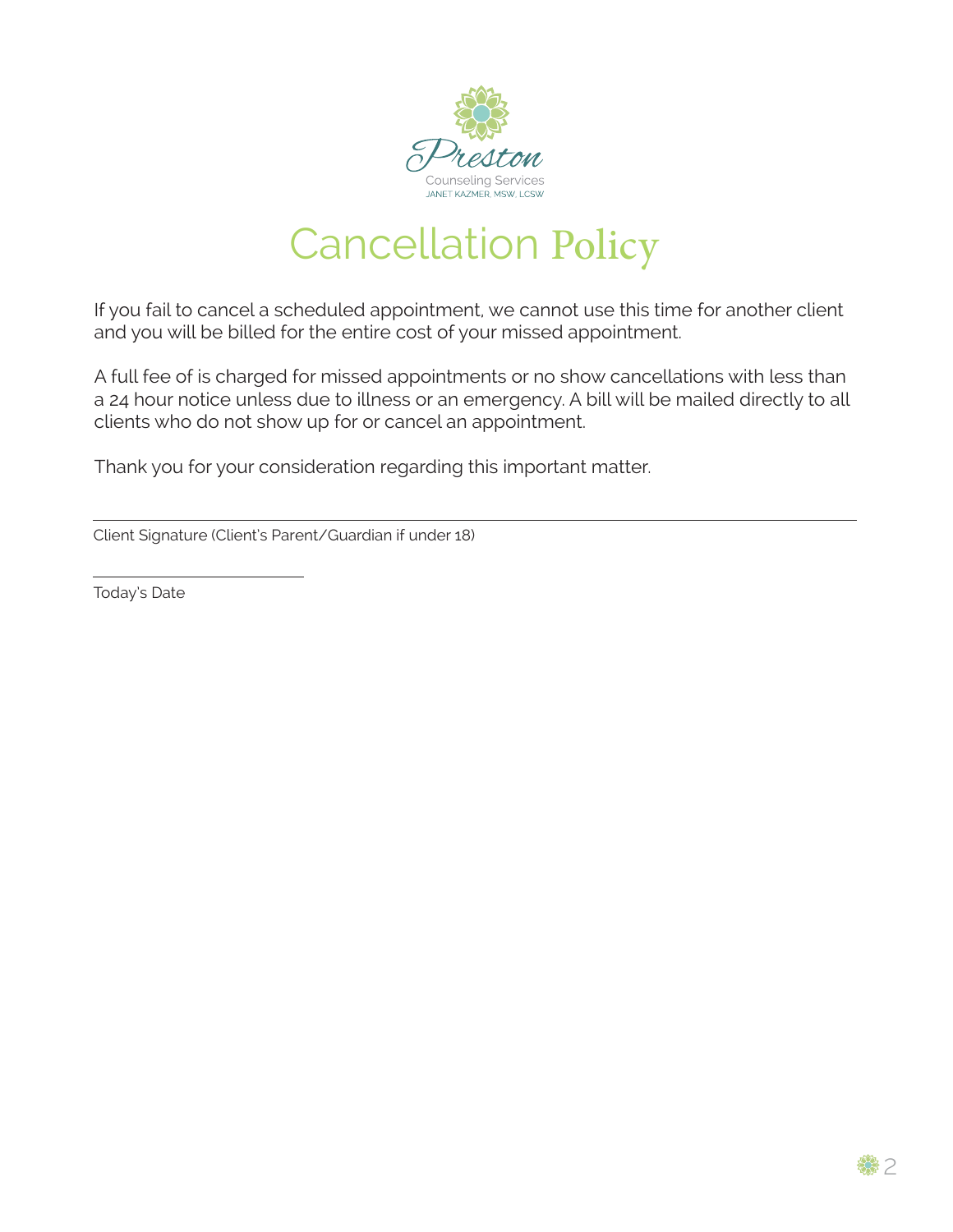Preston

Counseling Services

JANET KAZMER, MSW, LCSW

# Cancellation Policy

If you fail to cancel a scheduled appointment, we cannot use this time for another client and you will be billed for the entire cost of your missed appointment.

A full fee of is charged for missed appointments or no show cancellations with less than a 24 hour notice unless due to illness or an emergency. A bill will be mailed directly to all clients who do not show up for or cancel an appointment.

Thank you for your consideration regarding this important matter.

______________________________________________

Client Signature (Client's Parent/Guardian if under 18)

______________________

Today's Date